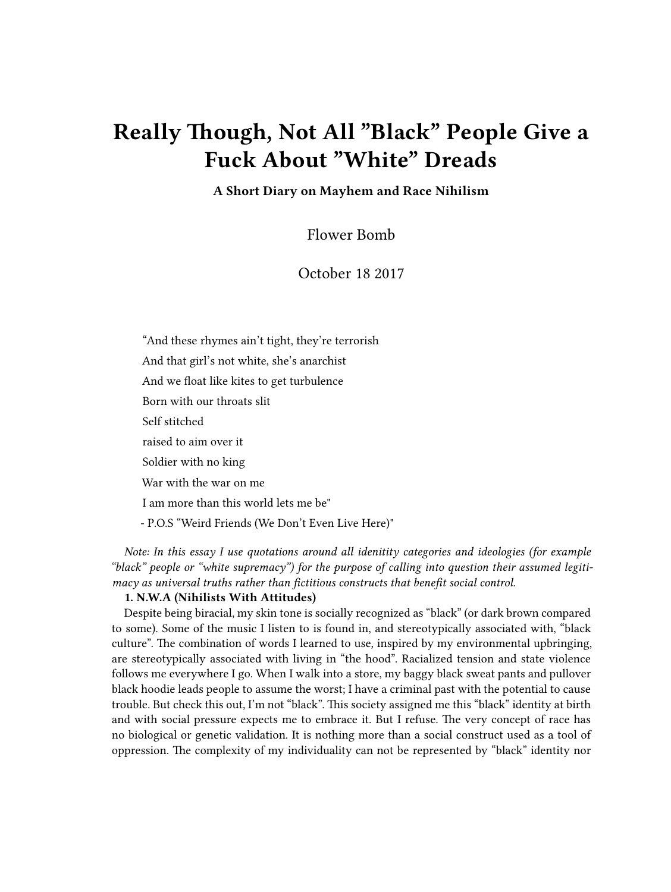# Really Though, Not All "Black" People Give a Fuck About "White" Dreads

### A Short Diary on Mayhem and Race Nihilism

Flower Bomb

October 18 2017

> "And these rhymes ain't tight, they're terrorish
>
> And that girl's not white, she's anarchist
>
> And we float like kites to get turbulence
>
> Born with our throats slit
>
> Self stitched
>
> raised to aim over it
>
> Soldier with no king
>
> War with the war on me
>
> I am more than this world lets me be"
>
> - P.O.S "Weird Friends (We Don't Even Live Here)"

*Note: In this essay I use quotations around all idenitity categories and ideologies (for example "black" people or "white supremacy") for the purpose of calling into question their assumed legitimacy as universal truths rather than fictitious constructs that benefit social control.*

**1. N.W.A (Nihilists With Attitudes)**

Despite being biracial, my skin tone is socially recognized as "black" (or dark brown compared to some). Some of the music I listen to is found in, and stereotypically associated with, "black culture". The combination of words I learned to use, inspired by my environmental upbringing, are stereotypically associated with living in "the hood". Racialized tension and state violence follows me everywhere I go. When I walk into a store, my baggy black sweat pants and pullover black hoodie leads people to assume the worst; I have a criminal past with the potential to cause trouble. But check this out, I'm not "black". This society assigned me this "black" identity at birth and with social pressure expects me to embrace it. But I refuse. The very concept of race has no biological or genetic validation. It is nothing more than a social construct used as a tool of oppression. The complexity of my individuality can not be represented by "black" identity nor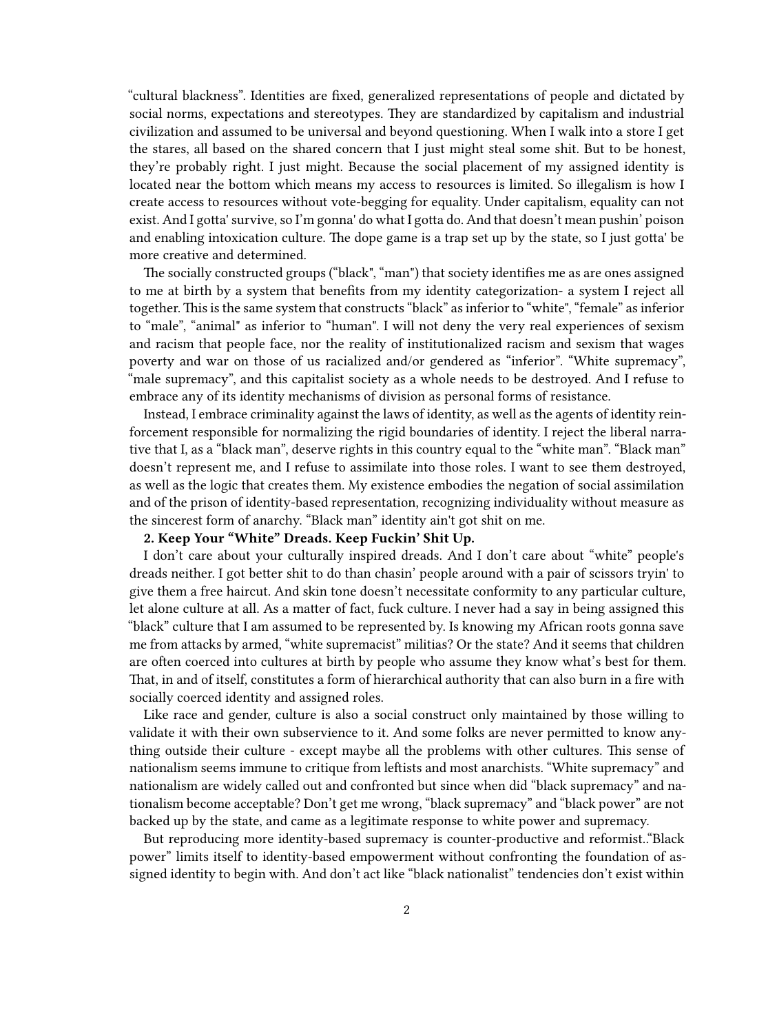"cultural blackness". Identities are fixed, generalized representations of people and dictated by social norms, expectations and stereotypes. They are standardized by capitalism and industrial civilization and assumed to be universal and beyond questioning. When I walk into a store I get the stares, all based on the shared concern that I just might steal some shit. But to be honest, they're probably right. I just might. Because the social placement of my assigned identity is located near the bottom which means my access to resources is limited. So illegalism is how I create access to resources without vote-begging for equality. Under capitalism, equality can not exist. And I gotta' survive, so I'm gonna' do what I gotta do. And that doesn't mean pushin' poison and enabling intoxication culture. The dope game is a trap set up by the state, so I just gotta' be more creative and determined.

The socially constructed groups ("black", "man") that society identifies me as are ones assigned to me at birth by a system that benefits from my identity categorization- a system I reject all together. This is the same system that constructs "black" as inferior to "white", "female" as inferior to "male", "animal" as inferior to "human". I will not deny the very real experiences of sexism and racism that people face, nor the reality of institutionalized racism and sexism that wages poverty and war on those of us racialized and/or gendered as "inferior". "White supremacy", "male supremacy", and this capitalist society as a whole needs to be destroyed. And I refuse to embrace any of its identity mechanisms of division as personal forms of resistance.

Instead, I embrace criminality against the laws of identity, as well as the agents of identity reinforcement responsible for normalizing the rigid boundaries of identity. I reject the liberal narrative that I, as a "black man", deserve rights in this country equal to the "white man". "Black man" doesn't represent me, and I refuse to assimilate into those roles. I want to see them destroyed, as well as the logic that creates them. My existence embodies the negation of social assimilation and of the prison of identity-based representation, recognizing individuality without measure as the sincerest form of anarchy. "Black man" identity ain't got shit on me.

**2. Keep Your "White" Dreads. Keep Fuckin' Shit Up.**

I don't care about your culturally inspired dreads. And I don't care about "white" people's dreads neither. I got better shit to do than chasin' people around with a pair of scissors tryin' to give them a free haircut. And skin tone doesn't necessitate conformity to any particular culture, let alone culture at all. As a matter of fact, fuck culture. I never had a say in being assigned this "black" culture that I am assumed to be represented by. Is knowing my African roots gonna save me from attacks by armed, "white supremacist" militias? Or the state? And it seems that children are often coerced into cultures at birth by people who assume they know what's best for them. That, in and of itself, constitutes a form of hierarchical authority that can also burn in a fire with socially coerced identity and assigned roles.

Like race and gender, culture is also a social construct only maintained by those willing to validate it with their own subservience to it. And some folks are never permitted to know anything outside their culture - except maybe all the problems with other cultures. This sense of nationalism seems immune to critique from leftists and most anarchists. "White supremacy" and nationalism are widely called out and confronted but since when did "black supremacy" and nationalism become acceptable? Don't get me wrong, "black supremacy" and "black power" are not backed up by the state, and came as a legitimate response to white power and supremacy.

But reproducing more identity-based supremacy is counter-productive and reformist..."Black power" limits itself to identity-based empowerment without confronting the foundation of assigned identity to begin with. And don't act like "black nationalist" tendencies don't exist within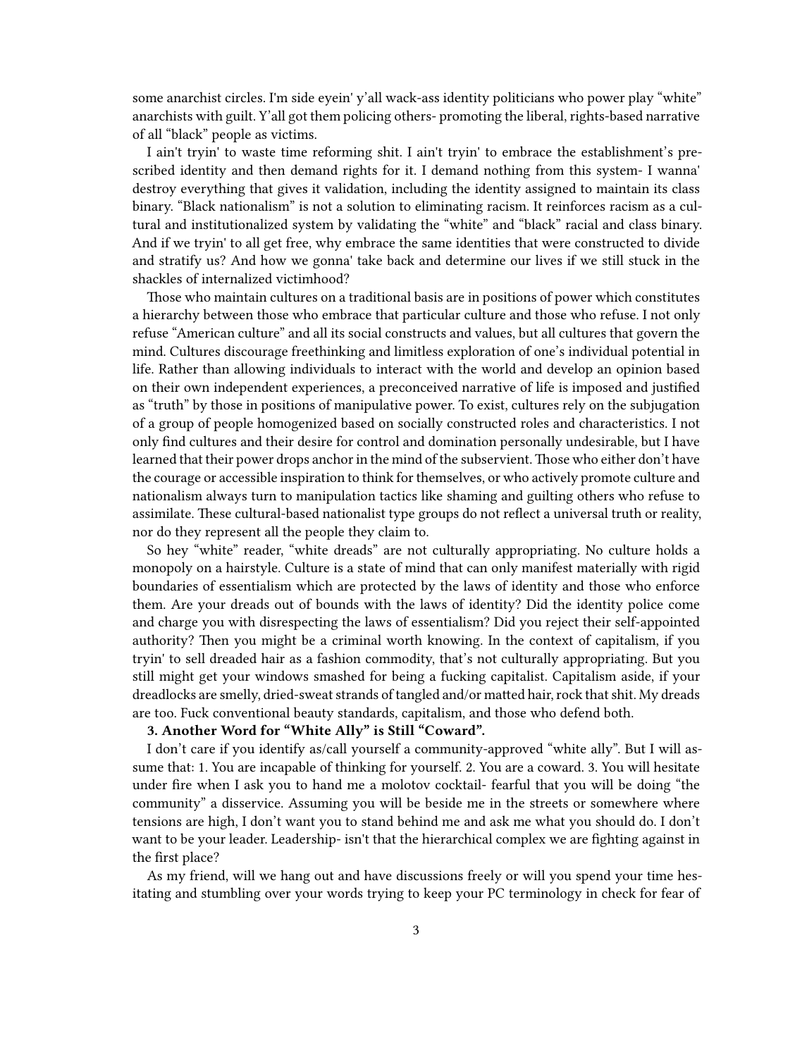some anarchist circles. I'm side eyein' y'all wack-ass identity politicians who power play "white" anarchists with guilt. Y'all got them policing others- promoting the liberal, rights-based narrative of all "black" people as victims.

I ain't tryin' to waste time reforming shit. I ain't tryin' to embrace the establishment's prescribed identity and then demand rights for it. I demand nothing from this system- I wanna' destroy everything that gives it validation, including the identity assigned to maintain its class binary. "Black nationalism" is not a solution to eliminating racism. It reinforces racism as a cultural and institutionalized system by validating the "white" and "black" racial and class binary. And if we tryin' to all get free, why embrace the same identities that were constructed to divide and stratify us? And how we gonna' take back and determine our lives if we still stuck in the shackles of internalized victimhood?

Those who maintain cultures on a traditional basis are in positions of power which constitutes a hierarchy between those who embrace that particular culture and those who refuse. I not only refuse "American culture" and all its social constructs and values, but all cultures that govern the mind. Cultures discourage freethinking and limitless exploration of one's individual potential in life. Rather than allowing individuals to interact with the world and develop an opinion based on their own independent experiences, a preconceived narrative of life is imposed and justified as "truth" by those in positions of manipulative power. To exist, cultures rely on the subjugation of a group of people homogenized based on socially constructed roles and characteristics. I not only find cultures and their desire for control and domination personally undesirable, but I have learned that their power drops anchor in the mind of the subservient. Those who either don't have the courage or accessible inspiration to think for themselves, or who actively promote culture and nationalism always turn to manipulation tactics like shaming and guilting others who refuse to assimilate. These cultural-based nationalist type groups do not reflect a universal truth or reality, nor do they represent all the people they claim to.

So hey "white" reader, "white dreads" are not culturally appropriating. No culture holds a monopoly on a hairstyle. Culture is a state of mind that can only manifest materially with rigid boundaries of essentialism which are protected by the laws of identity and those who enforce them. Are your dreads out of bounds with the laws of identity? Did the identity police come and charge you with disrespecting the laws of essentialism? Did you reject their self-appointed authority? Then you might be a criminal worth knowing. In the context of capitalism, if you tryin' to sell dreaded hair as a fashion commodity, that's not culturally appropriating. But you still might get your windows smashed for being a fucking capitalist. Capitalism aside, if your dreadlocks are smelly, dried-sweat strands of tangled and/or matted hair, rock that shit. My dreads are too. Fuck conventional beauty standards, capitalism, and those who defend both.

**3. Another Word for "White Ally" is Still "Coward".**

I don't care if you identify as/call yourself a community-approved "white ally". But I will assume that: 1. You are incapable of thinking for yourself. 2. You are a coward. 3. You will hesitate under fire when I ask you to hand me a molotov cocktail- fearful that you will be doing "the community" a disservice. Assuming you will be beside me in the streets or somewhere where tensions are high, I don't want you to stand behind me and ask me what you should do. I don't want to be your leader. Leadership- isn't that the hierarchical complex we are fighting against in the first place?

As my friend, will we hang out and have discussions freely or will you spend your time hesitating and stumbling over your words trying to keep your PC terminology in check for fear of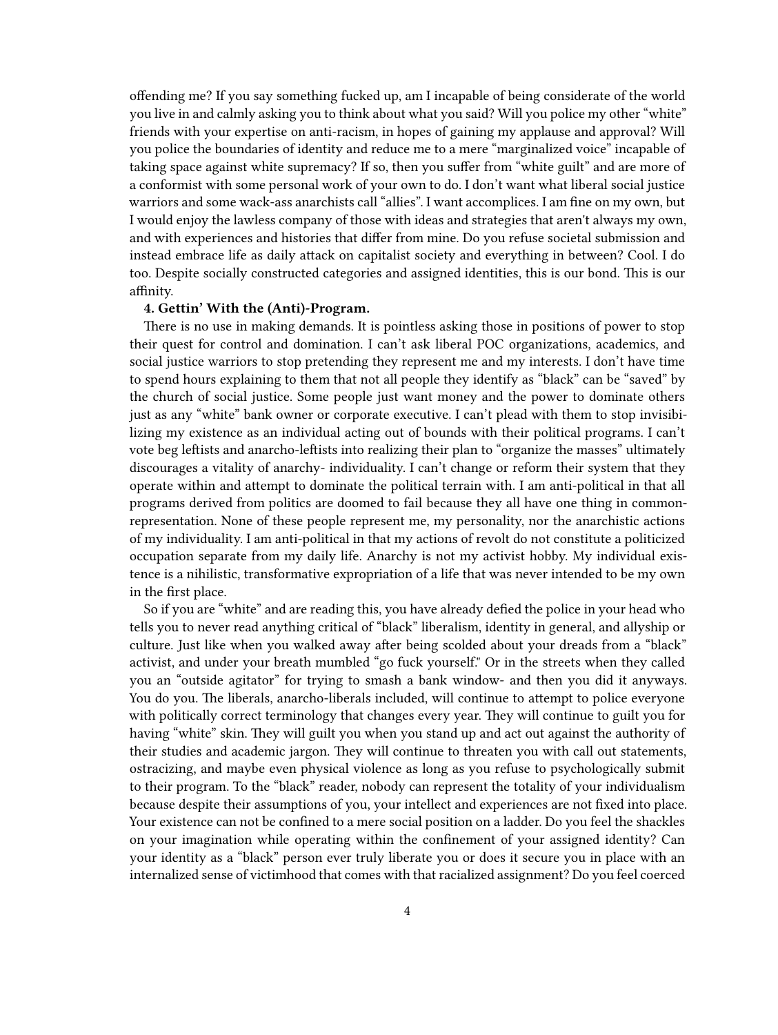offending me? If you say something fucked up, am I incapable of being considerate of the world you live in and calmly asking you to think about what you said? Will you police my other "white" friends with your expertise on anti-racism, in hopes of gaining my applause and approval? Will you police the boundaries of identity and reduce me to a mere "marginalized voice" incapable of taking space against white supremacy? If so, then you suffer from "white guilt" and are more of a conformist with some personal work of your own to do. I don't want what liberal social justice warriors and some wack-ass anarchists call "allies". I want accomplices. I am fine on my own, but I would enjoy the lawless company of those with ideas and strategies that aren't always my own, and with experiences and histories that differ from mine. Do you refuse societal submission and instead embrace life as daily attack on capitalist society and everything in between? Cool. I do too. Despite socially constructed categories and assigned identities, this is our bond. This is our affinity.

**4. Gettin' With the (Anti)-Program.**

There is no use in making demands. It is pointless asking those in positions of power to stop their quest for control and domination. I can't ask liberal POC organizations, academics, and social justice warriors to stop pretending they represent me and my interests. I don't have time to spend hours explaining to them that not all people they identify as "black" can be "saved" by the church of social justice. Some people just want money and the power to dominate others just as any "white" bank owner or corporate executive. I can't plead with them to stop invisibilizing my existence as an individual acting out of bounds with their political programs. I can't vote beg leftists and anarcho-leftists into realizing their plan to "organize the masses" ultimately discourages a vitality of anarchy- individuality. I can't change or reform their system that they operate within and attempt to dominate the political terrain with. I am anti-political in that all programs derived from politics are doomed to fail because they all have one thing in common- representation. None of these people represent me, my personality, nor the anarchistic actions of my individuality. I am anti-political in that my actions of revolt do not constitute a politicized occupation separate from my daily life. Anarchy is not my activist hobby. My individual existence is a nihilistic, transformative expropriation of a life that was never intended to be my own in the first place.

So if you are "white" and are reading this, you have already defied the police in your head who tells you to never read anything critical of "black" liberalism, identity in general, and allyship or culture. Just like when you walked away after being scolded about your dreads from a "black" activist, and under your breath mumbled "go fuck yourself." Or in the streets when they called you an "outside agitator" for trying to smash a bank window- and then you did it anyways. You do you. The liberals, anarcho-liberals included, will continue to attempt to police everyone with politically correct terminology that changes every year. They will continue to guilt you for having "white" skin. They will guilt you when you stand up and act out against the authority of their studies and academic jargon. They will continue to threaten you with call out statements, ostracizing, and maybe even physical violence as long as you refuse to psychologically submit to their program. To the "black" reader, nobody can represent the totality of your individualism because despite their assumptions of you, your intellect and experiences are not fixed into place. Your existence can not be confined to a mere social position on a ladder. Do you feel the shackles on your imagination while operating within the confinement of your assigned identity? Can your identity as a "black" person ever truly liberate you or does it secure you in place with an internalized sense of victimhood that comes with that racialized assignment? Do you feel coerced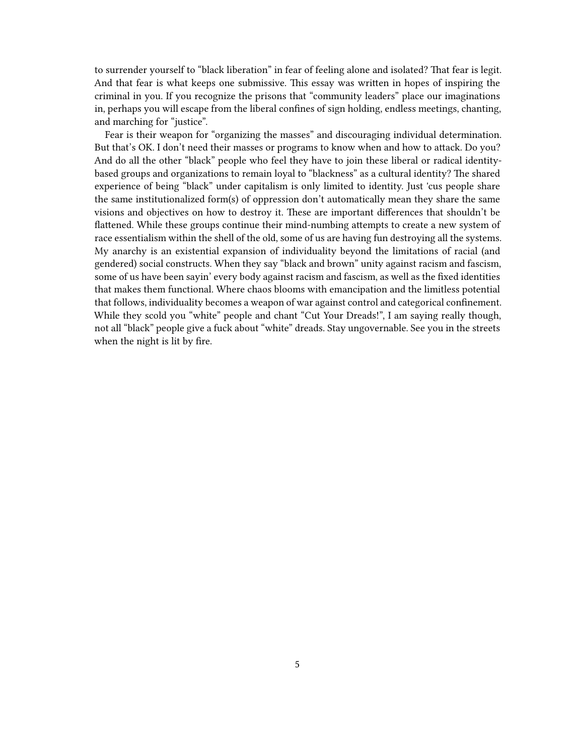to surrender yourself to "black liberation" in fear of feeling alone and isolated? That fear is legit. And that fear is what keeps one submissive. This essay was written in hopes of inspiring the criminal in you. If you recognize the prisons that "community leaders" place our imaginations in, perhaps you will escape from the liberal confines of sign holding, endless meetings, chanting, and marching for "justice".

Fear is their weapon for "organizing the masses" and discouraging individual determination. But that's OK. I don't need their masses or programs to know when and how to attack. Do you? And do all the other "black" people who feel they have to join these liberal or radical identity-based groups and organizations to remain loyal to "blackness" as a cultural identity? The shared experience of being "black" under capitalism is only limited to identity. Just 'cus people share the same institutionalized form(s) of oppression don't automatically mean they share the same visions and objectives on how to destroy it. These are important differences that shouldn't be flattened. While these groups continue their mind-numbing attempts to create a new system of race essentialism within the shell of the old, some of us are having fun destroying all the systems. My anarchy is an existential expansion of individuality beyond the limitations of racial (and gendered) social constructs. When they say "black and brown" unity against racism and fascism, some of us have been sayin' every body against racism and fascism, as well as the fixed identities that makes them functional. Where chaos blooms with emancipation and the limitless potential that follows, individuality becomes a weapon of war against control and categorical confinement. While they scold you "white" people and chant "Cut Your Dreads!", I am saying really though, not all "black" people give a fuck about "white" dreads. Stay ungovernable. See you in the streets when the night is lit by fire.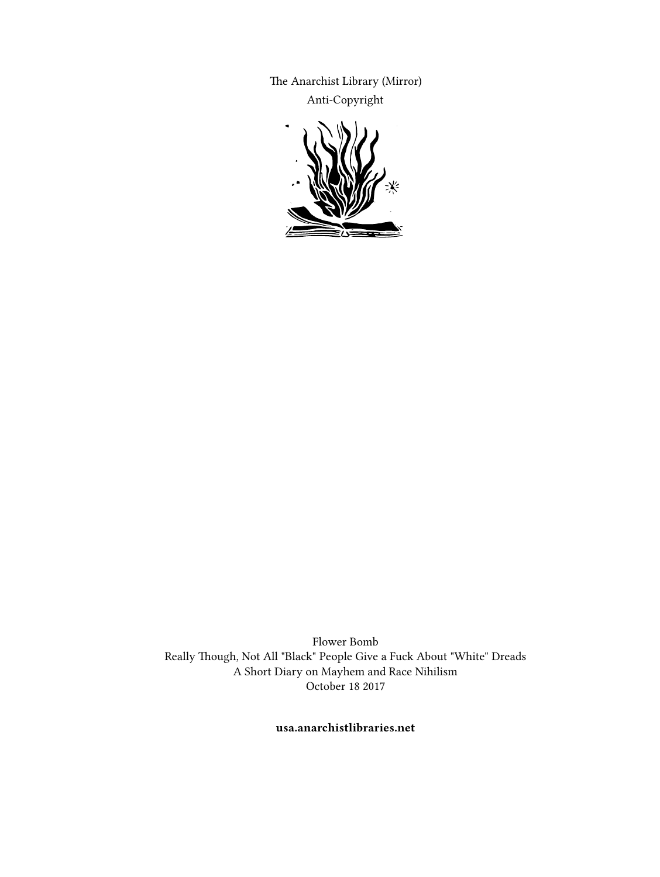The Anarchist Library (Mirror)

Anti-Copyright

Flower Bomb

Really Though, Not All "Black" People Give a Fuck About "White" Dreads

A Short Diary on Mayhem and Race Nihilism

October 18 2017

**usa.anarchistlibraries.net**